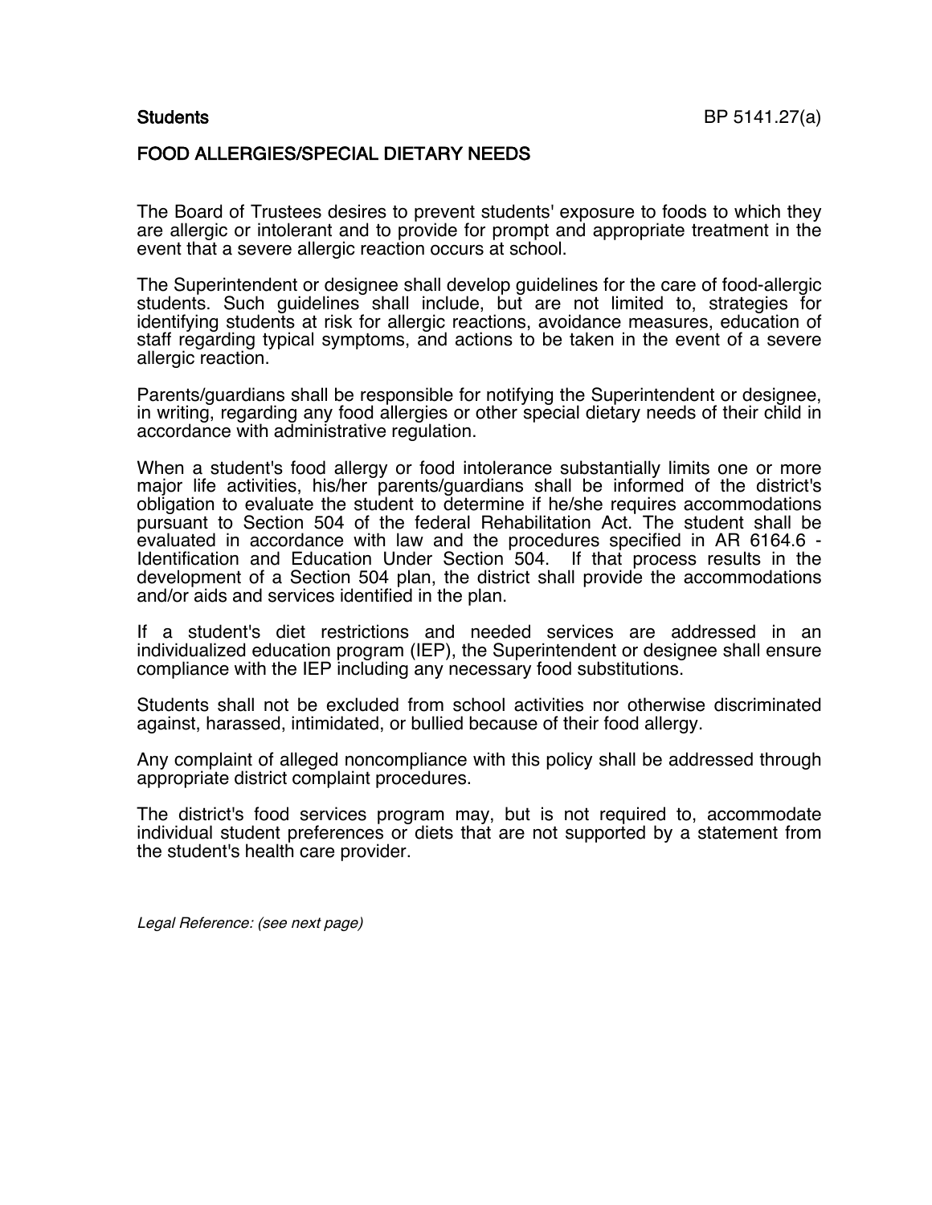**Students** BP 5141.27(a)

## FOOD ALLERGIES/SPECIAL DIETARY NEEDS

The Board of Trustees desires to prevent students' exposure to foods to which they are allergic or intolerant and to provide for prompt and appropriate treatment in the event that a severe allergic reaction occurs at school.

The Superintendent or designee shall develop guidelines for the care of food-allergic students. Such guidelines shall include, but are not limited to, strategies for identifying students at risk for allergic reactions, avoidance measures, education of staff regarding typical symptoms, and actions to be taken in the event of a severe allergic reaction.

Parents/guardians shall be responsible for notifying the Superintendent or designee, in writing, regarding any food allergies or other special dietary needs of their child in accordance with administrative regulation.

When a student's food allergy or food intolerance substantially limits one or more major life activities, his/her parents/guardians shall be informed of the district's obligation to evaluate the student to determine if he/she requires accommodations pursuant to Section 504 of the federal Rehabilitation Act. The student shall be evaluated in accordance with law and the procedures specified in AR 6164.6 - Identification and Education Under Section 504. If that process results in the development of a Section 504 plan, the district shall provide the accommodations and/or aids and services identified in the plan.

If a student's diet restrictions and needed services are addressed in an individualized education program (IEP), the Superintendent or designee shall ensure compliance with the IEP including any necessary food substitutions.

Students shall not be excluded from school activities nor otherwise discriminated against, harassed, intimidated, or bullied because of their food allergy.

Any complaint of alleged noncompliance with this policy shall be addressed through appropriate district complaint procedures.

The district's food services program may, but is not required to, accommodate individual student preferences or diets that are not supported by a statement from the student's health care provider.

*Legal Reference: (see next page)*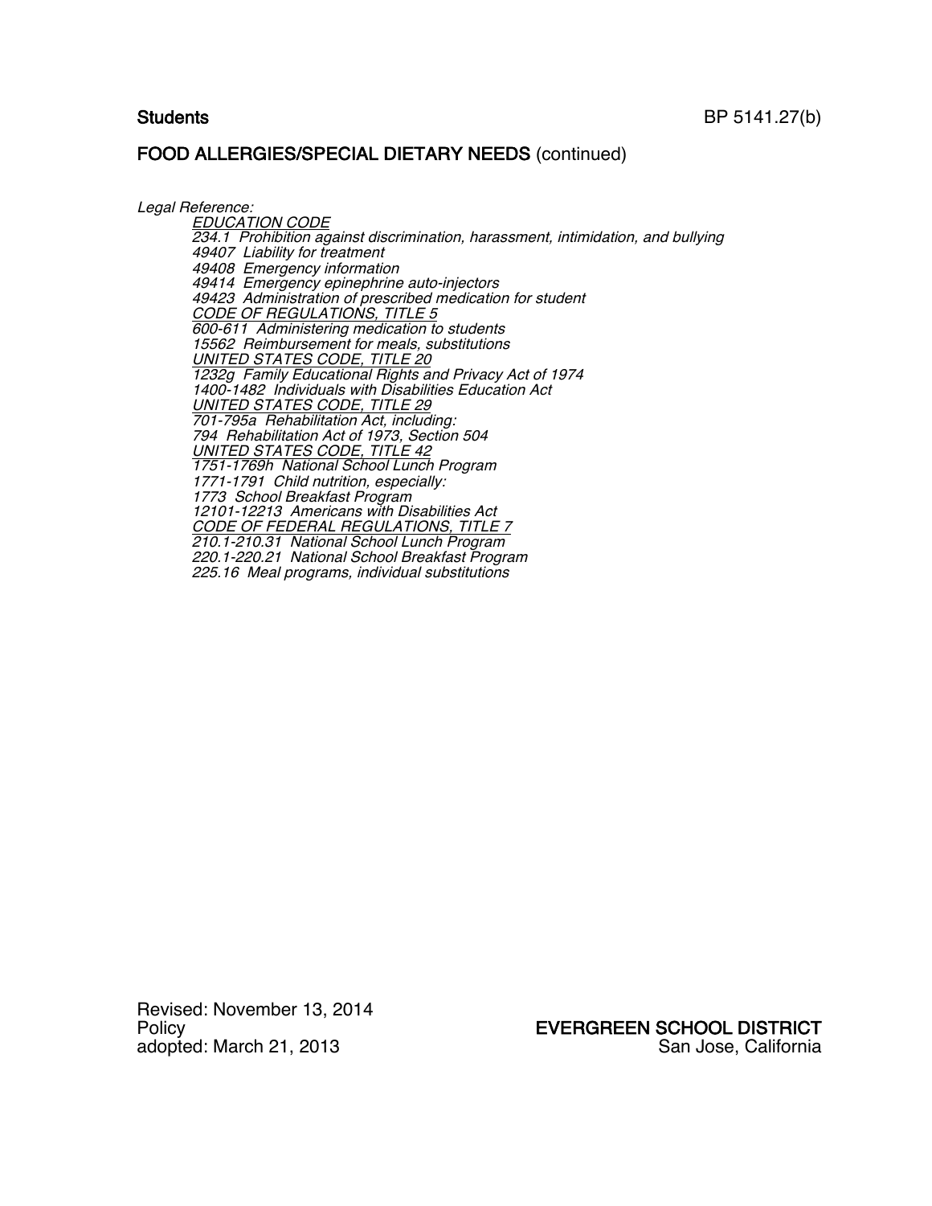Students BP 5141.27(b)

## FOOD ALLERGIES/SPECIAL DIETARY NEEDS (continued)

*Legal Reference:*

*EDUCATION CODE*
*234.1 Prohibition against discrimination, harassment, intimidation, and bullying*
*49407 Liability for treatment*
*49408 Emergency information*
*49414 Emergency epinephrine auto-injectors*
*49423 Administration of prescribed medication for student*

*CODE OF REGULATIONS, TITLE 5*
*600-611 Administering medication to students*
*15562 Reimbursement for meals, substitutions*

*UNITED STATES CODE, TITLE 20*
*1232g Family Educational Rights and Privacy Act of 1974*
*1400-1482 Individuals with Disabilities Education Act*

*UNITED STATES CODE, TITLE 29*
*701-795a Rehabilitation Act, including:*
*794 Rehabilitation Act of 1973, Section 504*

*UNITED STATES CODE, TITLE 42*
*1751-1769h National School Lunch Program*
*1771-1791 Child nutrition, especially:*
*1773 School Breakfast Program*
*12101-12213 Americans with Disabilities Act*

*CODE OF FEDERAL REGULATIONS, TITLE 7*
*210.1-210.31 National School Lunch Program*
*220.1-220.21 National School Breakfast Program*
*225.16 Meal programs, individual substitutions*

Revised: November 13, 2014
Policy
adopted: March 21, 2013

**EVERGREEN SCHOOL DISTRICT**
San Jose, California